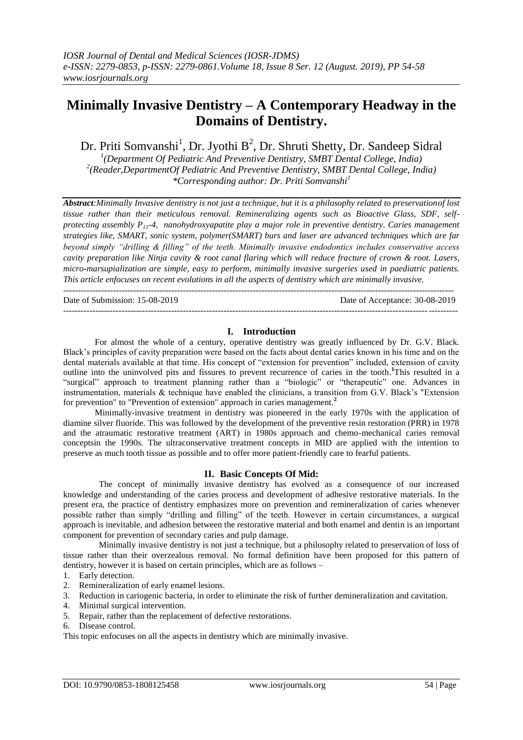# Minimally Invasive Dentistry – A Contemporary Headway in the Domains of Dentistry.

Dr. Priti Somvanshi[1], Dr. Jyothi B[2], Dr. Shruti Shetty, Dr. Sandeep Sidral

[1](Department Of Pediatric And Preventive Dentistry, SMBT Dental College, India)
[2](Reader,DepartmentOf Pediatric And Preventive Dentistry, SMBT Dental College, India)
*Corresponding author: Dr. Priti Somvanshi[1]

***Abstract**:Minimally Invasive dentistry is not just a technique, but it is a philosophy related to preservationof lost tissue rather than their meticulous removal. Remineralizing agents such as Bioactive Glass, SDF, self-protecting assembly $P_{11}$-4, nanohydroxyapatite play a major role in preventive dentistry. Caries management strategies like, SMART, sonic system, polymer(SMART) burs and laser are advanced techniques which are far beyond simply "drilling & filling" of the teeth. Minimally invasive endodontics includes conservative access cavity preparation like Ninja cavity & root canal flaring which will reduce fracture of crown & root. Lasers, micro-marsupialization are simple, easy to perform, minimally invasive surgeries used in paediatric patients. This article enfocuses on recent evolutions in all the aspects of dentistry which are minimally invasive.*

---

Date of Submission: 15-08-2019 Date of Acceptance: 30-08-2019

---

## I. Introduction

For almost the whole of a century, operative dentistry was greatly influenced by Dr. G.V. Black. Black's principles of cavity preparation were based on the facts about dental caries known in his time and on the dental materials available at that time. His concept of "extension for prevention" included, extension of cavity outline into the uninvolved pits and fissures to prevent recurrence of caries in the tooth.[1]This resulted in a "surgical" approach to treatment planning rather than a "biologic" or "therapeutic" one. Advances in instrumentation, materials & technique have enabled the clinicians, a transition from G.V. Black's "Extension for prevention" to "Prevention of extension" approach in caries management.[2]

Minimally-invasive treatment in dentistry was pioneered in the early 1970s with the application of diamine silver fluoride. This was followed by the development of the preventive resin restoration (PRR) in 1978 and the atraumatic restorative treatment (ART) in 1980s approach and chemo-mechanical caries removal conceptsin the 1990s. The ultraconservative treatment concepts in MID are applied with the intention to preserve as much tooth tissue as possible and to offer more patient-friendly care to fearful patients.

## II. Basic Concepts Of Mid:

The concept of minimally invasive dentistry has evolved as a consequence of our increased knowledge and understanding of the caries process and development of adhesive restorative materials. In the present era, the practice of dentistry emphasizes more on prevention and remineralization of caries whenever possible rather than simply "drilling and filling" of the teeth. However in certain circumstances, a surgical approach is inevitable, and adhesion between the restorative material and both enamel and dentin is an important component for prevention of secondary caries and pulp damage.

Minimally invasive dentistry is not just a technique, but a philosophy related to preservation of loss of tissue rather than their overzealous removal. No formal definition have been proposed for this pattern of dentistry, however it is based on certain principles, which are as follows –

1. Early detection.
2. Remineralization of early enamel lesions.
3. Reduction in cariogenic bacteria, in order to eliminate the risk of further demineralization and cavitation.
4. Minimal surgical intervention.
5. Repair, rather than the replacement of defective restorations.
6. Disease control.

This topic enfocuses on all the aspects in dentistry which are minimally invasive.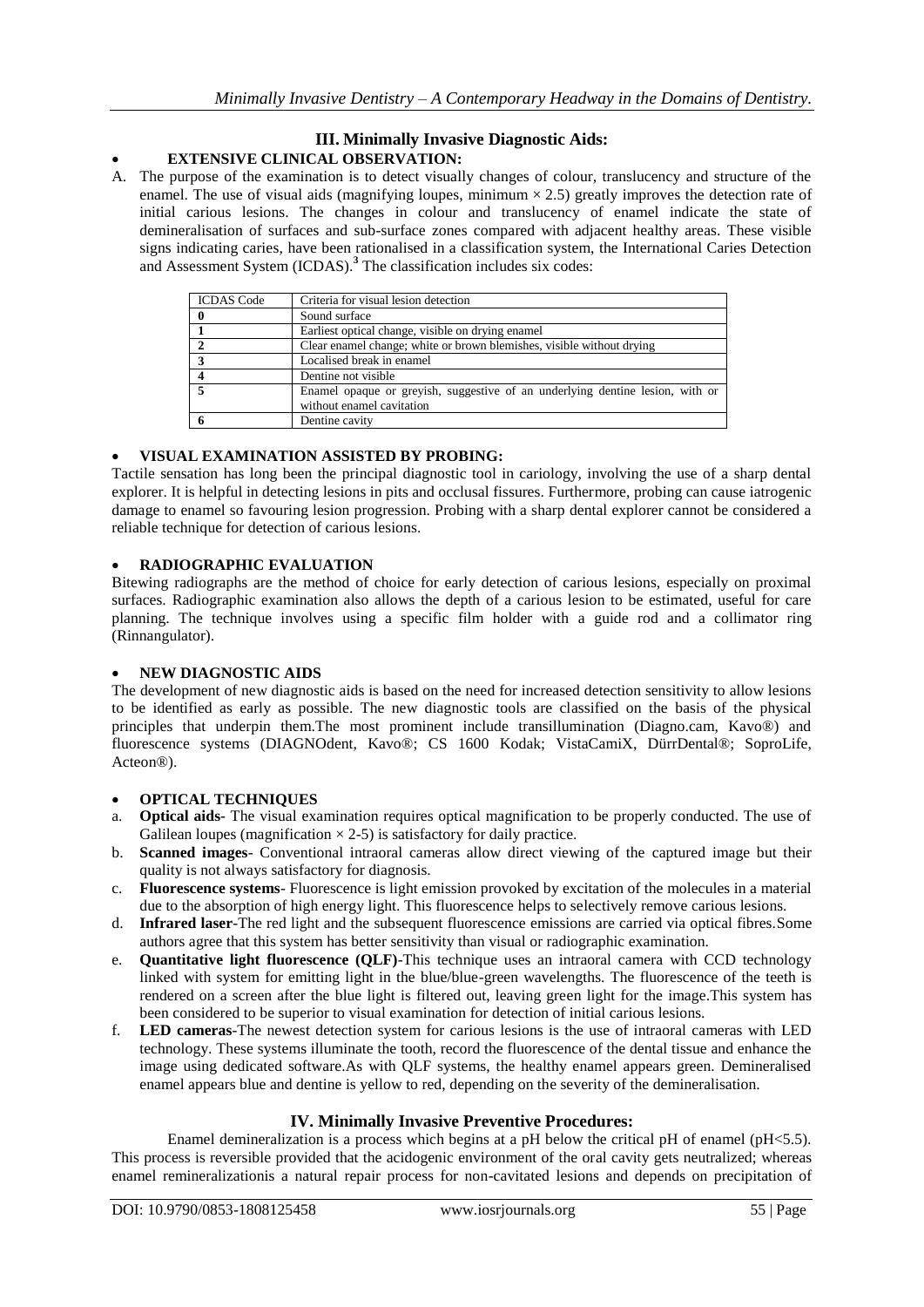## III. Minimally Invasive Diagnostic Aids:

- **EXTENSIVE CLINICAL OBSERVATION:**

A. The purpose of the examination is to detect visually changes of colour, translucency and structure of the enamel. The use of visual aids (magnifying loupes, minimum × 2.5) greatly improves the detection rate of initial carious lesions. The changes in colour and translucency of enamel indicate the state of demineralisation of surfaces and sub-surface zones compared with adjacent healthy areas. These visible signs indicating caries, have been rationalised in a classification system, the International Caries Detection and Assessment System (ICDAS).[3] The classification includes six codes:

| ICDAS Code | Criteria for visual lesion detection |
|---|---|
| **0** | Sound surface |
| **1** | Earliest optical change, visible on drying enamel |
| **2** | Clear enamel change; white or brown blemishes, visible without drying |
| **3** | Localised break in enamel |
| **4** | Dentine not visible |
| **5** | Enamel opaque or greyish, suggestive of an underlying dentine lesion, with or without enamel cavitation |
| **6** | Dentine cavity |

- **VISUAL EXAMINATION ASSISTED BY PROBING:**

Tactile sensation has long been the principal diagnostic tool in cariology, involving the use of a sharp dental explorer. It is helpful in detecting lesions in pits and occlusal fissures. Furthermore, probing can cause iatrogenic damage to enamel so favouring lesion progression. Probing with a sharp dental explorer cannot be considered a reliable technique for detection of carious lesions.

- **RADIOGRAPHIC EVALUATION**

Bitewing radiographs are the method of choice for early detection of carious lesions, especially on proximal surfaces. Radiographic examination also allows the depth of a carious lesion to be estimated, useful for care planning. The technique involves using a specific film holder with a guide rod and a collimator ring (Rinnangulator).

- **NEW DIAGNOSTIC AIDS**

The development of new diagnostic aids is based on the need for increased detection sensitivity to allow lesions to be identified as early as possible. The new diagnostic tools are classified on the basis of the physical principles that underpin them.The most prominent include transillumination (Diagno.cam, Kavo®) and fluorescence systems (DIAGNOdent, Kavo®; CS 1600 Kodak; VistaCamiX, DürrDental®; SoproLife, Acteon®).

- **OPTICAL TECHNIQUES**

a. **Optical aids**- The visual examination requires optical magnification to be properly conducted. The use of Galilean loupes (magnification × 2-5) is satisfactory for daily practice.
b. **Scanned images**- Conventional intraoral cameras allow direct viewing of the captured image but their quality is not always satisfactory for diagnosis.
c. **Fluorescence systems**- Fluorescence is light emission provoked by excitation of the molecules in a material due to the absorption of high energy light. This fluorescence helps to selectively remove carious lesions.
d. **Infrared laser**-The red light and the subsequent fluorescence emissions are carried via optical fibres.Some authors agree that this system has better sensitivity than visual or radiographic examination.
e. **Quantitative light fluorescence (QLF)**-This technique uses an intraoral camera with CCD technology linked with system for emitting light in the blue/blue-green wavelengths. The fluorescence of the teeth is rendered on a screen after the blue light is filtered out, leaving green light for the image.This system has been considered to be superior to visual examination for detection of initial carious lesions.
f. **LED cameras**-The newest detection system for carious lesions is the use of intraoral cameras with LED technology. These systems illuminate the tooth, record the fluorescence of the dental tissue and enhance the image using dedicated software.As with QLF systems, the healthy enamel appears green. Demineralised enamel appears blue and dentine is yellow to red, depending on the severity of the demineralisation.

## IV. Minimally Invasive Preventive Procedures:

Enamel demineralization is a process which begins at a pH below the critical pH of enamel (pH<5.5). This process is reversible provided that the acidogenic environment of the oral cavity gets neutralized; whereas enamel remineralizationis a natural repair process for non-cavitated lesions and depends on precipitation of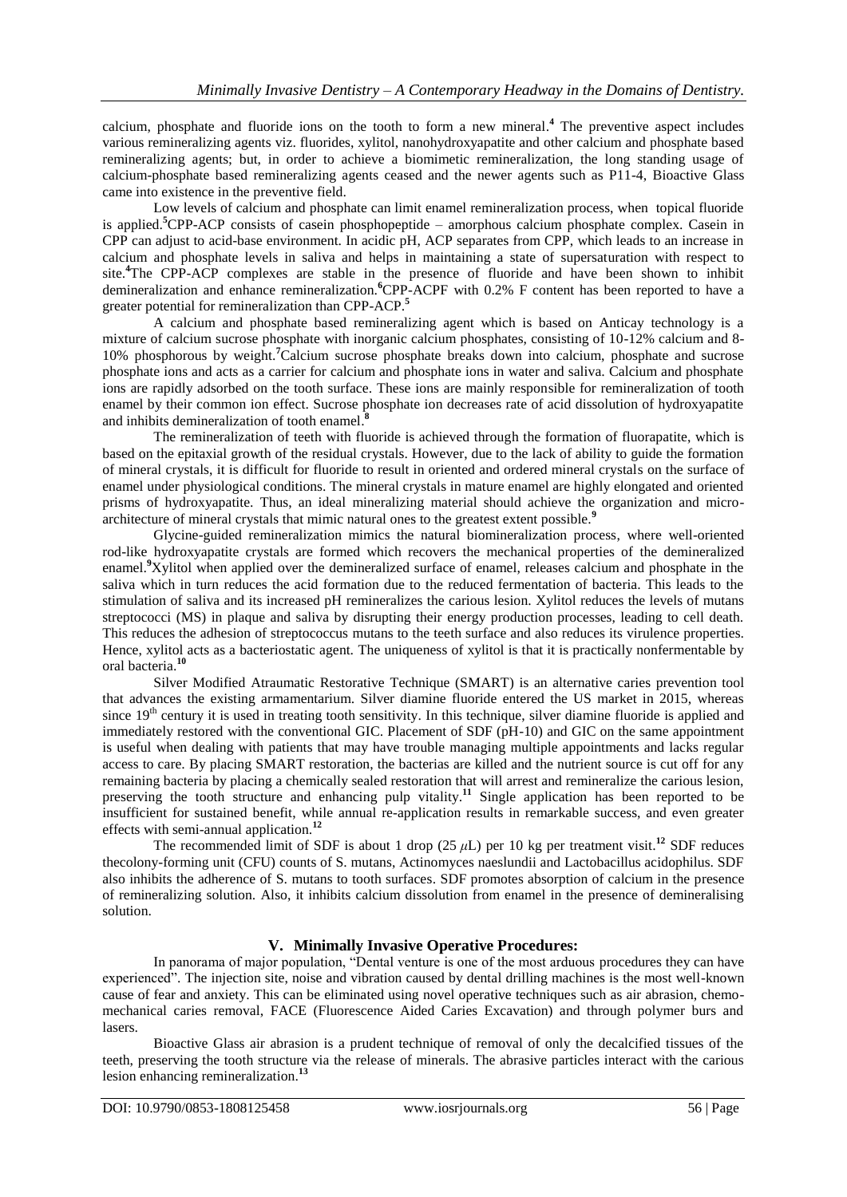calcium, phosphate and fluoride ions on the tooth to form a new mineral.[4] The preventive aspect includes various remineralizing agents viz. fluorides, xylitol, nanohydroxyapatite and other calcium and phosphate based remineralizing agents; but, in order to achieve a biomimetic remineralization, the long standing usage of calcium-phosphate based remineralizing agents ceased and the newer agents such as P11-4, Bioactive Glass came into existence in the preventive field.

Low levels of calcium and phosphate can limit enamel remineralization process, when topical fluoride is applied.[5]CPP-ACP consists of casein phosphopeptide – amorphous calcium phosphate complex. Casein in CPP can adjust to acid-base environment. In acidic pH, ACP separates from CPP, which leads to an increase in calcium and phosphate levels in saliva and helps in maintaining a state of supersaturation with respect to site.[4]The CPP-ACP complexes are stable in the presence of fluoride and have been shown to inhibit demineralization and enhance remineralization.[6]CPP-ACPF with 0.2% F content has been reported to have a greater potential for remineralization than CPP-ACP.[5]

A calcium and phosphate based remineralizing agent which is based on Anticay technology is a mixture of calcium sucrose phosphate with inorganic calcium phosphates, consisting of 10-12% calcium and 8-10% phosphorous by weight.[7]Calcium sucrose phosphate breaks down into calcium, phosphate and sucrose phosphate ions and acts as a carrier for calcium and phosphate ions in water and saliva. Calcium and phosphate ions are rapidly adsorbed on the tooth surface. These ions are mainly responsible for remineralization of tooth enamel by their common ion effect. Sucrose phosphate ion decreases rate of acid dissolution of hydroxyapatite and inhibits demineralization of tooth enamel.[8]

The remineralization of teeth with fluoride is achieved through the formation of fluorapatite, which is based on the epitaxial growth of the residual crystals. However, due to the lack of ability to guide the formation of mineral crystals, it is difficult for fluoride to result in oriented and ordered mineral crystals on the surface of enamel under physiological conditions. The mineral crystals in mature enamel are highly elongated and oriented prisms of hydroxyapatite. Thus, an ideal mineralizing material should achieve the organization and micro-architecture of mineral crystals that mimic natural ones to the greatest extent possible.[9]

Glycine-guided remineralization mimics the natural biomineralization process, where well-oriented rod-like hydroxyapatite crystals are formed which recovers the mechanical properties of the demineralized enamel.[9]Xylitol when applied over the demineralized surface of enamel, releases calcium and phosphate in the saliva which in turn reduces the acid formation due to the reduced fermentation of bacteria. This leads to the stimulation of saliva and its increased pH remineralizes the carious lesion. Xylitol reduces the levels of mutans streptococci (MS) in plaque and saliva by disrupting their energy production processes, leading to cell death. This reduces the adhesion of streptococcus mutans to the teeth surface and also reduces its virulence properties. Hence, xylitol acts as a bacteriostatic agent. The uniqueness of xylitol is that it is practically nonfermentable by oral bacteria.[10]

Silver Modified Atraumatic Restorative Technique (SMART) is an alternative caries prevention tool that advances the existing armamentarium. Silver diamine fluoride entered the US market in 2015, whereas since 19th century it is used in treating tooth sensitivity. In this technique, silver diamine fluoride is applied and immediately restored with the conventional GIC. Placement of SDF (pH-10) and GIC on the same appointment is useful when dealing with patients that may have trouble managing multiple appointments and lacks regular access to care. By placing SMART restoration, the bacterias are killed and the nutrient source is cut off for any remaining bacteria by placing a chemically sealed restoration that will arrest and remineralize the carious lesion, preserving the tooth structure and enhancing pulp vitality.[11] Single application has been reported to be insufficient for sustained benefit, while annual re-application results in remarkable success, and even greater effects with semi-annual application.[12]

The recommended limit of SDF is about 1 drop (25 $\mu$L) per 10 kg per treatment visit.[12] SDF reduces thecolony-forming unit (CFU) counts of S. mutans, Actinomyces naeslundii and Lactobacillus acidophilus. SDF also inhibits the adherence of S. mutans to tooth surfaces. SDF promotes absorption of calcium in the presence of remineralizing solution. Also, it inhibits calcium dissolution from enamel in the presence of demineralising solution.

## V. Minimally Invasive Operative Procedures:

In panorama of major population, "Dental venture is one of the most arduous procedures they can have experienced". The injection site, noise and vibration caused by dental drilling machines is the most well-known cause of fear and anxiety. This can be eliminated using novel operative techniques such as air abrasion, chemo-mechanical caries removal, FACE (Fluorescence Aided Caries Excavation) and through polymer burs and lasers.

Bioactive Glass air abrasion is a prudent technique of removal of only the decalcified tissues of the teeth, preserving the tooth structure via the release of minerals. The abrasive particles interact with the carious lesion enhancing remineralization.[13]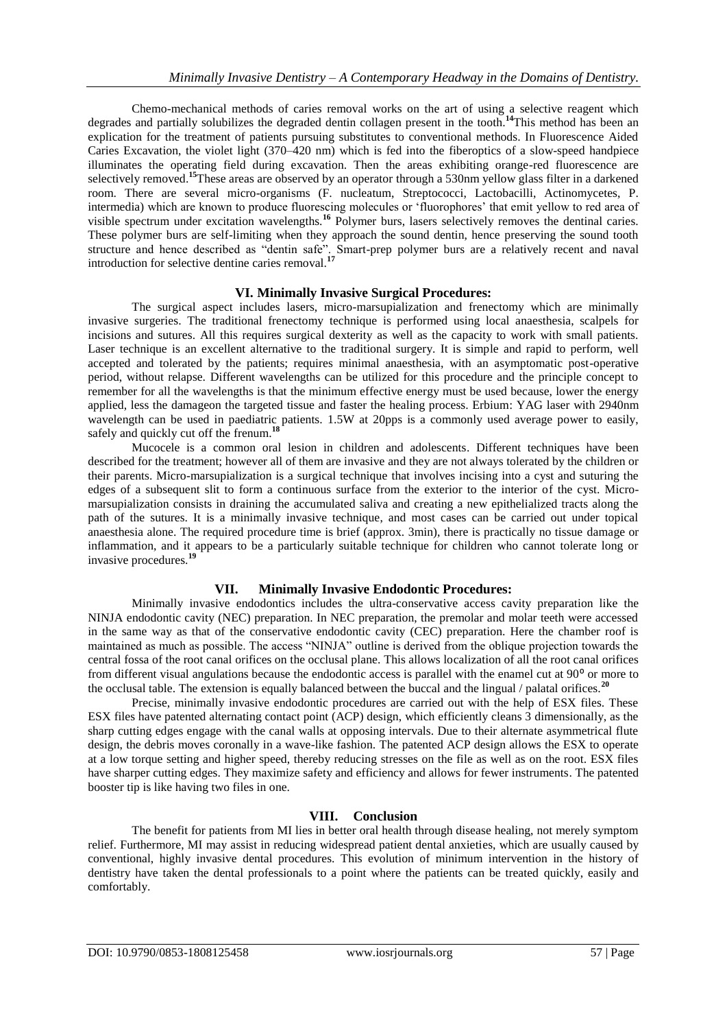Chemo-mechanical methods of caries removal works on the art of using a selective reagent which degrades and partially solubilizes the degraded dentin collagen present in the tooth.[14]This method has been an explication for the treatment of patients pursuing substitutes to conventional methods. In Fluorescence Aided Caries Excavation, the violet light (370–420 nm) which is fed into the fiberoptics of a slow-speed handpiece illuminates the operating field during excavation. Then the areas exhibiting orange-red fluorescence are selectively removed.[15]These areas are observed by an operator through a 530nm yellow glass filter in a darkened room. There are several micro-organisms (F. nucleatum, Streptococci, Lactobacilli, Actinomycetes, P. intermedia) which are known to produce fluorescing molecules or 'fluorophores' that emit yellow to red area of visible spectrum under excitation wavelengths.[16] Polymer burs, lasers selectively removes the dentinal caries. These polymer burs are self-limiting when they approach the sound dentin, hence preserving the sound tooth structure and hence described as "dentin safe". Smart-prep polymer burs are a relatively recent and naval introduction for selective dentine caries removal.[17]

## VI. Minimally Invasive Surgical Procedures:

The surgical aspect includes lasers, micro-marsupialization and frenectomy which are minimally invasive surgeries. The traditional frenectomy technique is performed using local anaesthesia, scalpels for incisions and sutures. All this requires surgical dexterity as well as the capacity to work with small patients. Laser technique is an excellent alternative to the traditional surgery. It is simple and rapid to perform, well accepted and tolerated by the patients; requires minimal anaesthesia, with an asymptomatic post-operative period, without relapse. Different wavelengths can be utilized for this procedure and the principle concept to remember for all the wavelengths is that the minimum effective energy must be used because, lower the energy applied, less the damageon the targeted tissue and faster the healing process. Erbium: YAG laser with 2940nm wavelength can be used in paediatric patients. 1.5W at 20pps is a commonly used average power to easily, safely and quickly cut off the frenum.[18]

Mucocele is a common oral lesion in children and adolescents. Different techniques have been described for the treatment; however all of them are invasive and they are not always tolerated by the children or their parents. Micro-marsupialization is a surgical technique that involves incising into a cyst and suturing the edges of a subsequent slit to form a continuous surface from the exterior to the interior of the cyst. Micro-marsupialization consists in draining the accumulated saliva and creating a new epithelialized tracts along the path of the sutures. It is a minimally invasive technique, and most cases can be carried out under topical anaesthesia alone. The required procedure time is brief (approx. 3min), there is practically no tissue damage or inflammation, and it appears to be a particularly suitable technique for children who cannot tolerate long or invasive procedures.[19]

## VII. Minimally Invasive Endodontic Procedures:

Minimally invasive endodontics includes the ultra-conservative access cavity preparation like the NINJA endodontic cavity (NEC) preparation. In NEC preparation, the premolar and molar teeth were accessed in the same way as that of the conservative endodontic cavity (CEC) preparation. Here the chamber roof is maintained as much as possible. The access "NINJA" outline is derived from the oblique projection towards the central fossa of the root canal orifices on the occlusal plane. This allows localization of all the root canal orifices from different visual angulations because the endodontic access is parallel with the enamel cut at 90° or more to the occlusal table. The extension is equally balanced between the buccal and the lingual / palatal orifices.[20]

Precise, minimally invasive endodontic procedures are carried out with the help of ESX files. These ESX files have patented alternating contact point (ACP) design, which efficiently cleans 3 dimensionally, as the sharp cutting edges engage with the canal walls at opposing intervals. Due to their alternate asymmetrical flute design, the debris moves coronally in a wave-like fashion. The patented ACP design allows the ESX to operate at a low torque setting and higher speed, thereby reducing stresses on the file as well as on the root. ESX files have sharper cutting edges. They maximize safety and efficiency and allows for fewer instruments. The patented booster tip is like having two files in one.

## VIII. Conclusion

The benefit for patients from MI lies in better oral health through disease healing, not merely symptom relief. Furthermore, MI may assist in reducing widespread patient dental anxieties, which are usually caused by conventional, highly invasive dental procedures. This evolution of minimum intervention in the history of dentistry have taken the dental professionals to a point where the patients can be treated quickly, easily and comfortably.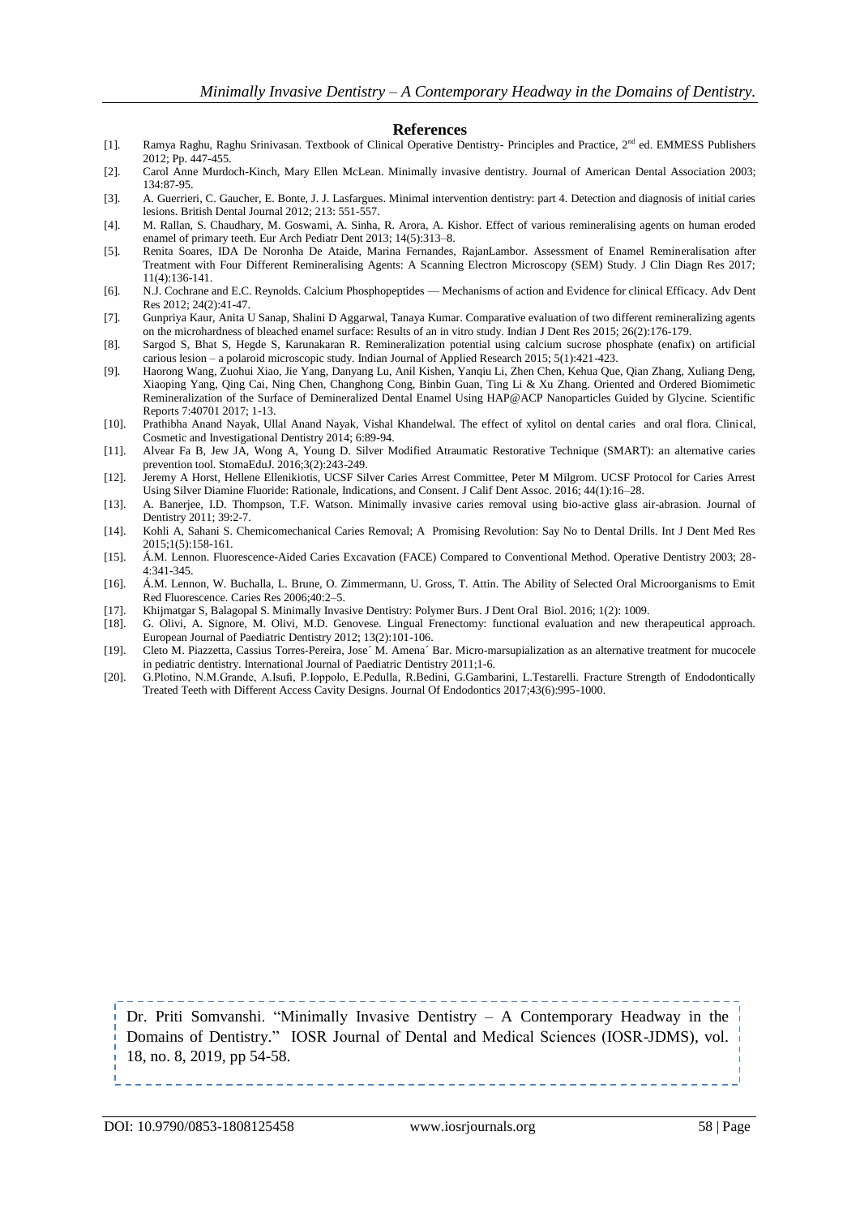## References

[1]. Ramya Raghu, Raghu Srinivasan. Textbook of Clinical Operative Dentistry- Principles and Practice, 2nd ed. EMMESS Publishers 2012; Pp. 447-455.

[2]. Carol Anne Murdoch-Kinch, Mary Ellen McLean. Minimally invasive dentistry. Journal of American Dental Association 2003; 134:87-95.

[3]. A. Guerrieri, C. Gaucher, E. Bonte, J. J. Lasfargues. Minimal intervention dentistry: part 4. Detection and diagnosis of initial caries lesions. British Dental Journal 2012; 213: 551-557.

[4]. M. Rallan, S. Chaudhary, M. Goswami, A. Sinha, R. Arora, A. Kishor. Effect of various remineralising agents on human eroded enamel of primary teeth. Eur Arch Pediatr Dent 2013; 14(5):313–8.

[5]. Renita Soares, IDA De Noronha De Ataide, Marina Fernandes, RajanLambor. Assessment of Enamel Remineralisation after Treatment with Four Different Remineralising Agents: A Scanning Electron Microscopy (SEM) Study. J Clin Diagn Res 2017; 11(4):136-141.

[6]. N.J. Cochrane and E.C. Reynolds. Calcium Phosphopeptides — Mechanisms of action and Evidence for clinical Efficacy. Adv Dent Res 2012; 24(2):41-47.

[7]. Gunpriya Kaur, Anita U Sanap, Shalini D Aggarwal, Tanaya Kumar. Comparative evaluation of two different remineralizing agents on the microhardness of bleached enamel surface: Results of an in vitro study. Indian J Dent Res 2015; 26(2):176-179.

[8]. Sargod S, Bhat S, Hegde S, Karunakaran R. Remineralization potential using calcium sucrose phosphate (enafix) on artificial carious lesion – a polaroid microscopic study. Indian Journal of Applied Research 2015; 5(1):421-423.

[9]. Haorong Wang, Zuohui Xiao, Jie Yang, Danyang Lu, Anil Kishen, Yanqiu Li, Zhen Chen, Kehua Que, Qian Zhang, Xuliang Deng, Xiaoping Yang, Qing Cai, Ning Chen, Changhong Cong, Binbin Guan, Ting Li & Xu Zhang. Oriented and Ordered Biomimetic Remineralization of the Surface of Demineralized Dental Enamel Using HAP@ACP Nanoparticles Guided by Glycine. Scientific Reports 7:40701 2017; 1-13.

[10]. Prathibha Anand Nayak, Ullal Anand Nayak, Vishal Khandelwal. The effect of xylitol on dental caries and oral flora. Clinical, Cosmetic and Investigational Dentistry 2014; 6:89-94.

[11]. Alvear Fa B, Jew JA, Wong A, Young D. Silver Modified Atraumatic Restorative Technique (SMART): an alternative caries prevention tool. StomaEduJ. 2016;3(2):243-249.

[12]. Jeremy A Horst, Hellene Ellenikiotis, UCSF Silver Caries Arrest Committee, Peter M Milgrom. UCSF Protocol for Caries Arrest Using Silver Diamine Fluoride: Rationale, Indications, and Consent. J Calif Dent Assoc. 2016; 44(1):16–28.

[13]. A. Banerjee, I.D. Thompson, T.F. Watson. Minimally invasive caries removal using bio-active glass air-abrasion. Journal of Dentistry 2011; 39:2-7.

[14]. Kohli A, Sahani S. Chemicomechanical Caries Removal; A Promising Revolution: Say No to Dental Drills. Int J Dent Med Res 2015;1(5):158-161.

[15]. Á.M. Lennon. Fluorescence-Aided Caries Excavation (FACE) Compared to Conventional Method. Operative Dentistry 2003; 28-4:341-345.

[16]. Á.M. Lennon, W. Buchalla, L. Brune, O. Zimmermann, U. Gross, T. Attin. The Ability of Selected Oral Microorganisms to Emit Red Fluorescence. Caries Res 2006;40:2–5.

[17]. Khijmatgar S, Balagopal S. Minimally Invasive Dentistry: Polymer Burs. J Dent Oral Biol. 2016; 1(2): 1009.

[18]. G. Olivi, A. Signore, M. Olivi, M.D. Genovese. Lingual Frenectomy: functional evaluation and new therapeutical approach. European Journal of Paediatric Dentistry 2012; 13(2):101-106.

[19]. Cleto M. Piazzetta, Cassius Torres-Pereira, Jose´ M. Amena´ Bar. Micro-marsupialization as an alternative treatment for mucocele in pediatric dentistry. International Journal of Paediatric Dentistry 2011;1-6.

[20]. G.Plotino, N.M.Grande, A.Isufi, P.Ioppolo, E.Pedulla, R.Bedini, G.Gambarini, L.Testarelli. Fracture Strength of Endodontically Treated Teeth with Different Access Cavity Designs. Journal Of Endodontics 2017;43(6):995-1000.

Dr. Priti Somvanshi. "Minimally Invasive Dentistry – A Contemporary Headway in the Domains of Dentistry." IOSR Journal of Dental and Medical Sciences (IOSR-JDMS), vol. 18, no. 8, 2019, pp 54-58.